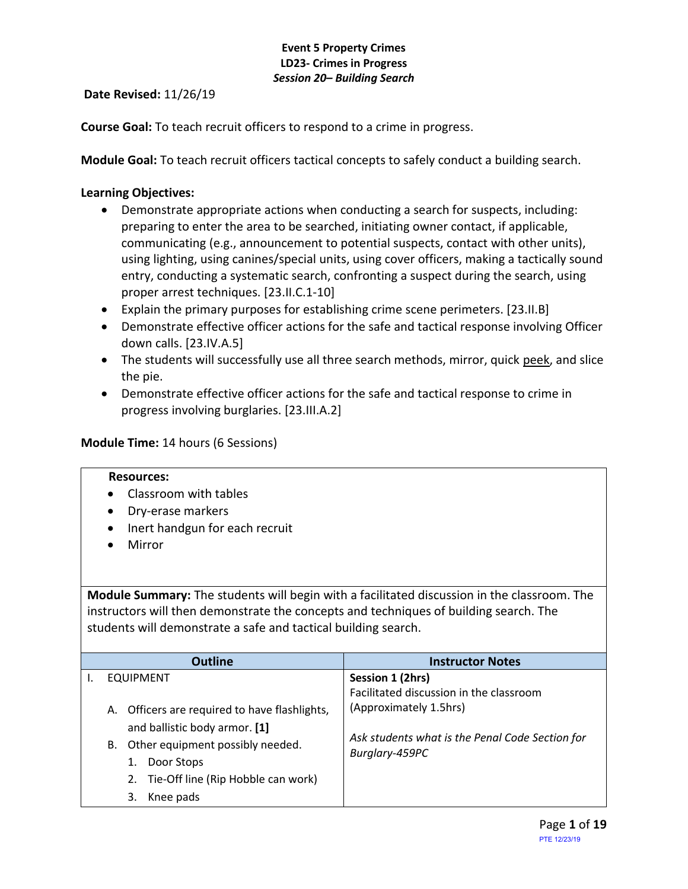**Event 5 Property Crimes**
**LD23- Crimes in Progress**
***Session 20– Building Search***

**Date Revised:** 11/26/19

**Course Goal:** To teach recruit officers to respond to a crime in progress.

**Module Goal:** To teach recruit officers tactical concepts to safely conduct a building search.

**Learning Objectives:**

- Demonstrate appropriate actions when conducting a search for suspects, including: preparing to enter the area to be searched, initiating owner contact, if applicable, communicating (e.g., announcement to potential suspects, contact with other units), using lighting, using canines/special units, using cover officers, making a tactically sound entry, conducting a systematic search, confronting a suspect during the search, using proper arrest techniques. [23.II.C.1-10]
- Explain the primary purposes for establishing crime scene perimeters. [23.II.B]
- Demonstrate effective officer actions for the safe and tactical response involving Officer down calls. [23.IV.A.5]
- The students will successfully use all three search methods, mirror, quick peek, and slice the pie.
- Demonstrate effective officer actions for the safe and tactical response to crime in progress involving burglaries. [23.III.A.2]

**Module Time:** 14 hours (6 Sessions)

**Resources:**

- Classroom with tables
- Dry-erase markers
- Inert handgun for each recruit
- Mirror

**Module Summary:** The students will begin with a facilitated discussion in the classroom. The instructors will then demonstrate the concepts and techniques of building search. The students will demonstrate a safe and tactical building search.

| Outline | Instructor Notes |
|---|---|
| I. EQUIPMENT<br><br>A. Officers are required to have flashlights, and ballistic body armor. **[1]**<br>B. Other equipment possibly needed.<br>1. Door Stops<br>2. Tie-Off line (Rip Hobble can work)<br>3. Knee pads | **Session 1 (2hrs)**<br>Facilitated discussion in the classroom (Approximately 1.5hrs)<br><br>*Ask students what is the Penal Code Section for Burglary-459PC* |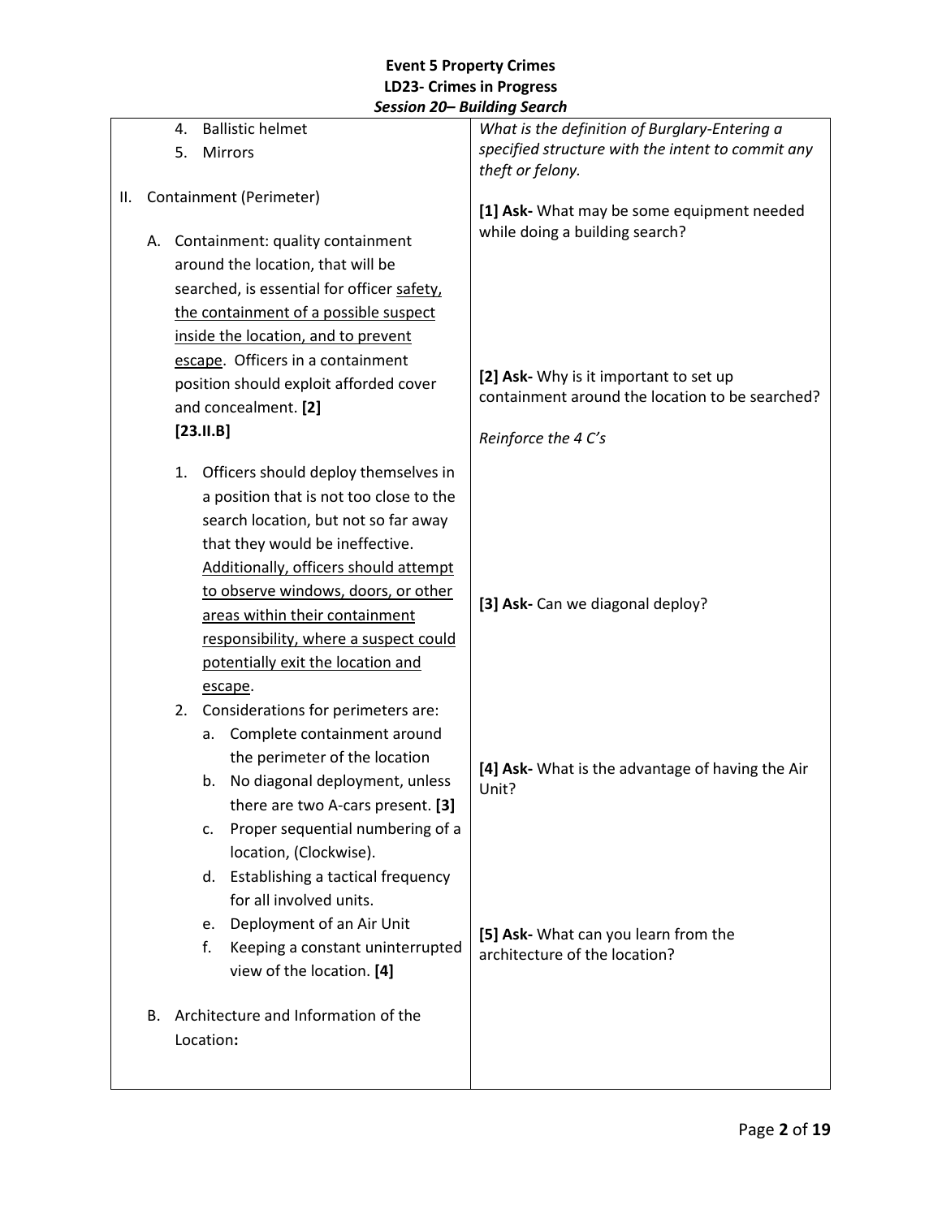| | |
|---|---|
| 4. Ballistic helmet<br>5. Mirrors<br><br>II. Containment (Perimeter)<br><br>A. Containment: quality containment around the location, that will be searched, is essential for officer <u>safety, the containment of a possible suspect inside the location, and to prevent escape</u>. Officers in a containment position should exploit afforded cover and concealment. **[2]**<br>**[23.II.B]**<br><br>1. Officers should deploy themselves in a position that is not too close to the search location, but not so far away that they would be ineffective. <u>Additionally, officers should attempt to observe windows, doors, or other areas within their containment responsibility, where a suspect could potentially exit the location and escape</u>.<br>2. Considerations for perimeters are:<br>a. Complete containment around the perimeter of the location<br>b. No diagonal deployment, unless there are two A-cars present. **[3]**<br>c. Proper sequential numbering of a location, (Clockwise).<br>d. Establishing a tactical frequency for all involved units.<br>e. Deployment of an Air Unit<br>f. Keeping a constant uninterrupted view of the location. **[4]**<br><br>B. Architecture and Information of the Location**:** | *What is the definition of Burglary-Entering a specified structure with the intent to commit any theft or felony.*<br><br>**[1] Ask-** What may be some equipment needed while doing a building search?<br><br>**[2] Ask-** Why is it important to set up containment around the location to be searched?<br><br>*Reinforce the 4 C's*<br><br>**[3] Ask-** Can we diagonal deploy?<br><br>**[4] Ask-** What is the advantage of having the Air Unit?<br><br>**[5] Ask-** What can you learn from the architecture of the location? |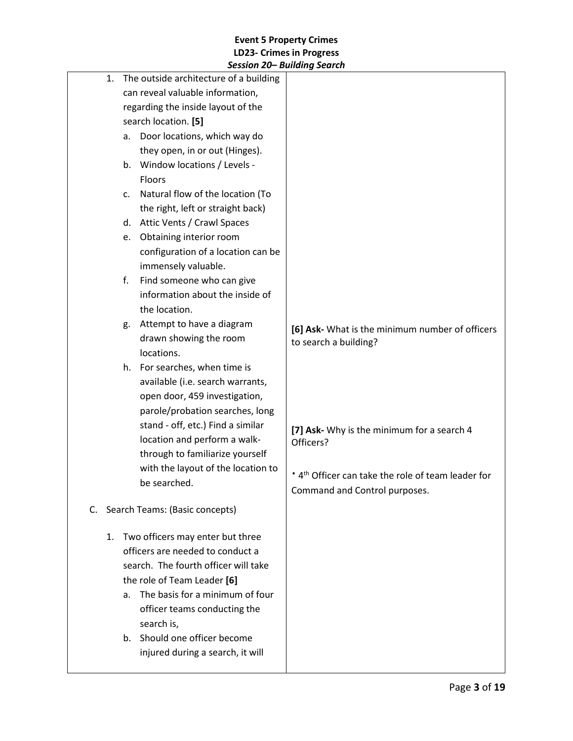**Event 5 Property Crimes**
**LD23- Crimes in Progress**
***Session 20– Building Search***

| | |
|---|---|
| 1. The outside architecture of a building can reveal valuable information, regarding the inside layout of the search location. **[5]**<br>a. Door locations, which way do they open, in or out (Hinges).<br>b. Window locations / Levels - Floors<br>c. Natural flow of the location (To the right, left or straight back)<br>d. Attic Vents / Crawl Spaces<br>e. Obtaining interior room configuration of a location can be immensely valuable.<br>f. Find someone who can give information about the inside of the location.<br>g. Attempt to have a diagram drawn showing the room locations.<br>h. For searches, when time is available (i.e. search warrants, open door, 459 investigation, parole/probation searches, long stand - off, etc.) Find a similar location and perform a walk-through to familiarize yourself with the layout of the location to be searched. | **[6] Ask-** What is the minimum number of officers to search a building?<br><br>**[7] Ask-** Why is the minimum for a search 4 Officers?<br><br>• 4th Officer can take the role of team leader for Command and Control purposes. |
| C. Search Teams: (Basic concepts)<br><br>1. Two officers may enter but three officers are needed to conduct a search. The fourth officer will take the role of Team Leader **[6]**<br>a. The basis for a minimum of four officer teams conducting the search is,<br>b. Should one officer become injured during a search, it will | |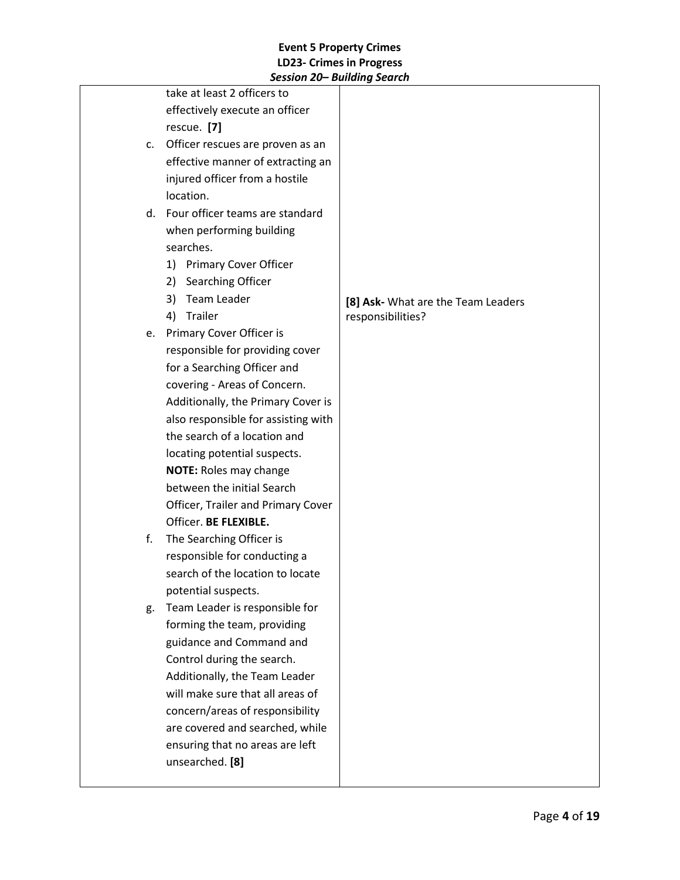| | |
|---|---|
| take at least 2 officers to effectively execute an officer rescue. **[7]**<br>c. Officer rescues are proven as an effective manner of extracting an injured officer from a hostile location.<br>d. Four officer teams are standard when performing building searches.<br>1) Primary Cover Officer<br>2) Searching Officer<br>3) Team Leader<br>4) Trailer<br>e. Primary Cover Officer is responsible for providing cover for a Searching Officer and covering - Areas of Concern. Additionally, the Primary Cover is also responsible for assisting with the search of a location and locating potential suspects.<br>**NOTE:** Roles may change between the initial Search Officer, Trailer and Primary Cover Officer. **BE FLEXIBLE.**<br>f. The Searching Officer is responsible for conducting a search of the location to locate potential suspects.<br>g. Team Leader is responsible for forming the team, providing guidance and Command and Control during the search. Additionally, the Team Leader will make sure that all areas of concern/areas of responsibility are covered and searched, while ensuring that no areas are left unsearched. **[8]** | **[8] Ask-** What are the Team Leaders responsibilities? |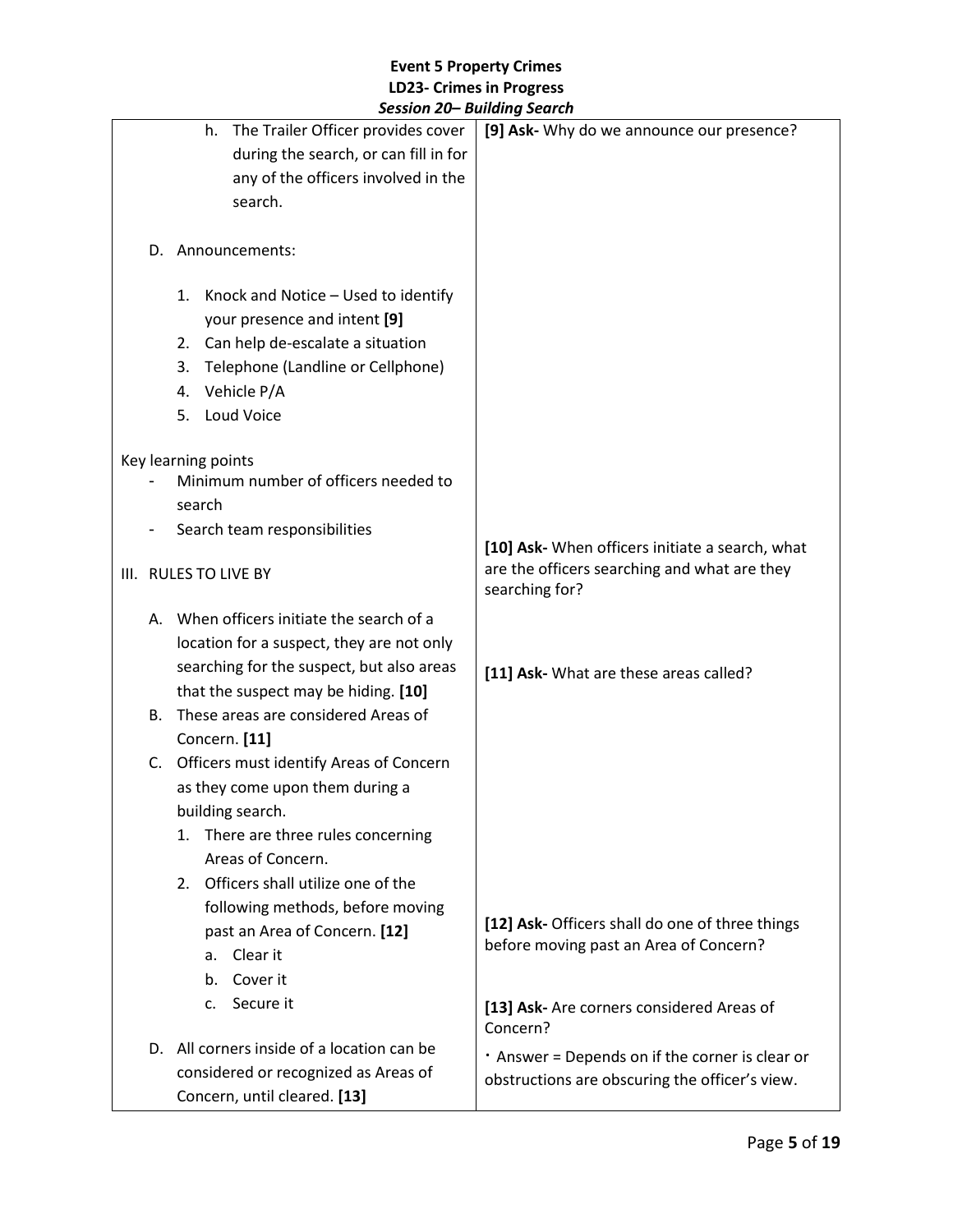| | |
|---|---|
| h. The Trailer Officer provides cover during the search, or can fill in for any of the officers involved in the search.<br><br>D. Announcements:<br><br>1. Knock and Notice – Used to identify your presence and intent **[9]**<br>2. Can help de-escalate a situation<br>3. Telephone (Landline or Cellphone)<br>4. Vehicle P/A<br>5. Loud Voice<br><br>Key learning points<br>- Minimum number of officers needed to search<br>- Search team responsibilities<br><br>III. RULES TO LIVE BY<br><br>A. When officers initiate the search of a location for a suspect, they are not only searching for the suspect, but also areas that the suspect may be hiding. **[10]**<br>B. These areas are considered Areas of Concern. **[11]**<br>C. Officers must identify Areas of Concern as they come upon them during a building search.<br>1. There are three rules concerning Areas of Concern.<br>2. Officers shall utilize one of the following methods, before moving past an Area of Concern. **[12]**<br>a. Clear it<br>b. Cover it<br>c. Secure it<br><br>D. All corners inside of a location can be considered or recognized as Areas of Concern, until cleared. **[13]** | **[9] Ask-** Why do we announce our presence?<br><br>**[10] Ask-** When officers initiate a search, what are the officers searching and what are they searching for?<br><br>**[11] Ask-** What are these areas called?<br><br>**[12] Ask-** Officers shall do one of three things before moving past an Area of Concern?<br><br>**[13] Ask-** Are corners considered Areas of Concern?<br><br>· Answer = Depends on if the corner is clear or obstructions are obscuring the officer's view. |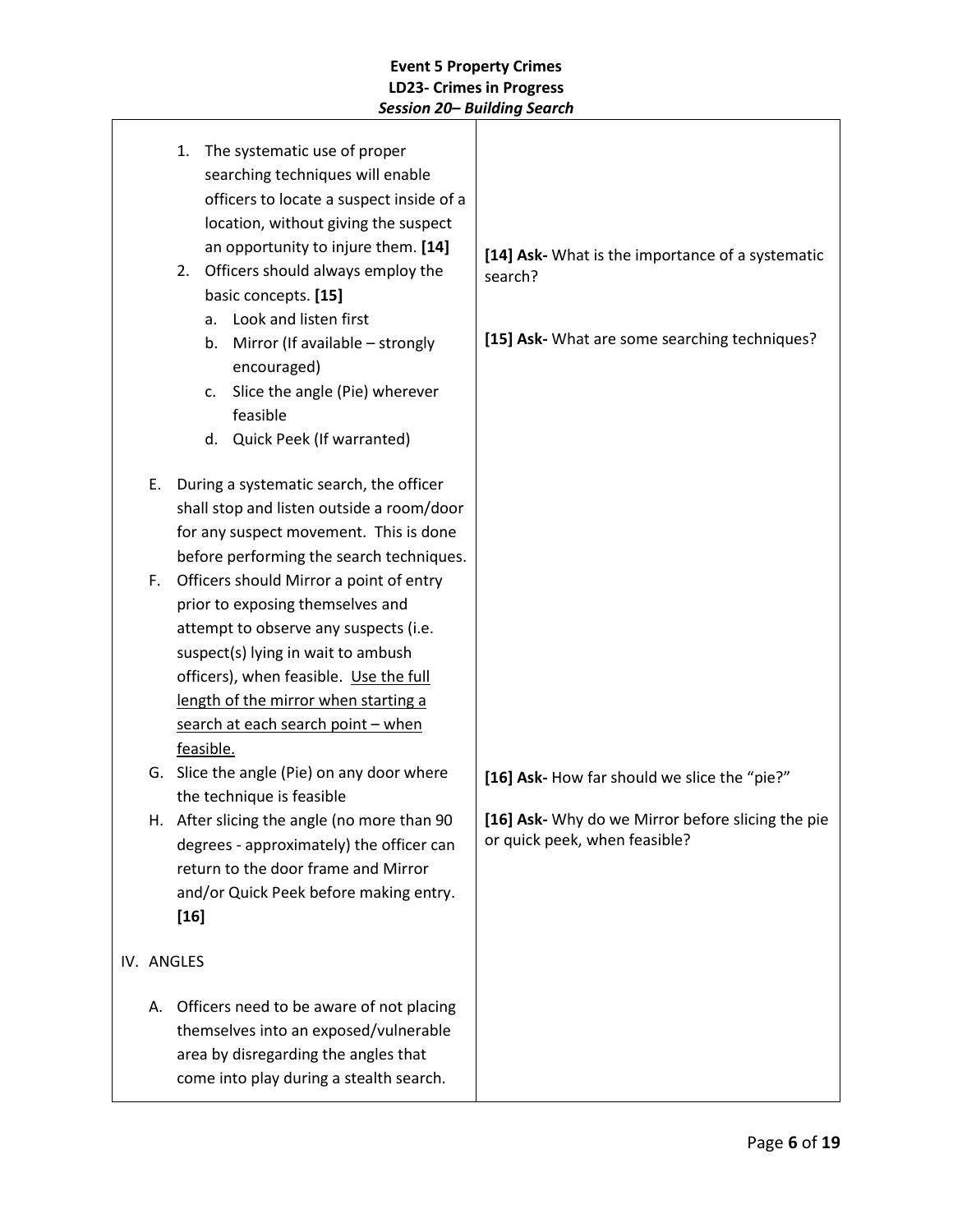| | |
|---|---|
| 1. The systematic use of proper searching techniques will enable officers to locate a suspect inside of a location, without giving the suspect an opportunity to injure them. **[14]** | **[14] Ask-** What is the importance of a systematic search? |
| 2. Officers should always employ the basic concepts. **[15]**<br>a. Look and listen first<br>b. Mirror (If available – strongly encouraged)<br>c. Slice the angle (Pie) wherever feasible<br>d. Quick Peek (If warranted) | **[15] Ask-** What are some searching techniques? |
| E. During a systematic search, the officer shall stop and listen outside a room/door for any suspect movement. This is done before performing the search techniques. | |
| F. Officers should Mirror a point of entry prior to exposing themselves and attempt to observe any suspects (i.e. suspect(s) lying in wait to ambush officers), when feasible. <u>Use the full length of the mirror when starting a search at each search point – when feasible.</u> | |
| G. Slice the angle (Pie) on any door where the technique is feasible | **[16] Ask-** How far should we slice the "pie?" |
| H. After slicing the angle (no more than 90 degrees - approximately) the officer can return to the door frame and Mirror and/or Quick Peek before making entry. **[16]** | **[16] Ask-** Why do we Mirror before slicing the pie or quick peek, when feasible? |
| IV. ANGLES | |
| A. Officers need to be aware of not placing themselves into an exposed/vulnerable area by disregarding the angles that come into play during a stealth search. | |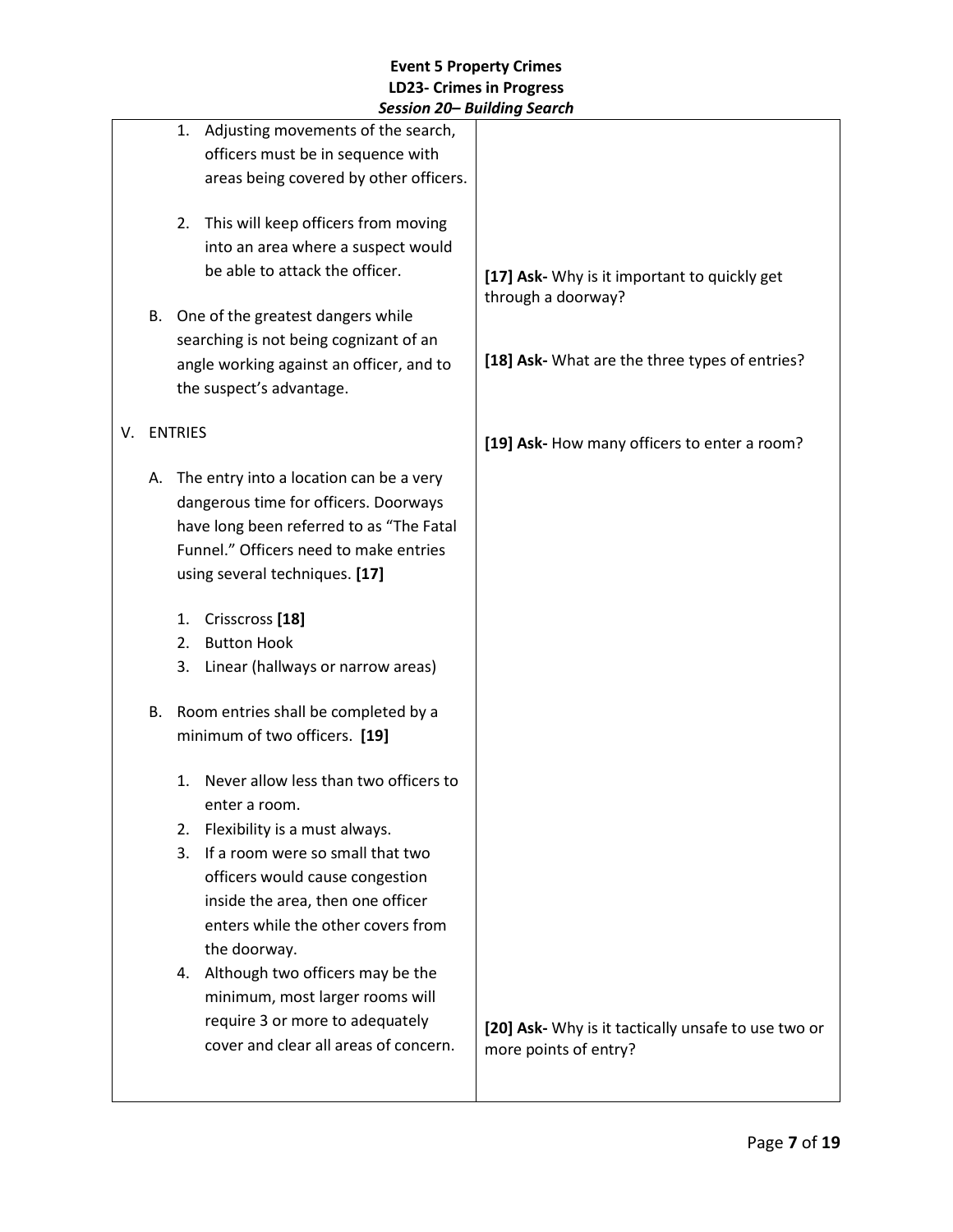| | |
|---|---|
| 1. Adjusting movements of the search, officers must be in sequence with areas being covered by other officers.<br><br>2. This will keep officers from moving into an area where a suspect would be able to attack the officer.<br><br>B. One of the greatest dangers while searching is not being cognizant of an angle working against an officer, and to the suspect's advantage.<br><br>V. ENTRIES<br><br>A. The entry into a location can be a very dangerous time for officers. Doorways have long been referred to as "The Fatal Funnel." Officers need to make entries using several techniques. **[17]**<br><br>1. Crisscross **[18]**<br>2. Button Hook<br>3. Linear (hallways or narrow areas)<br><br>B. Room entries shall be completed by a minimum of two officers. **[19]**<br><br>1. Never allow less than two officers to enter a room.<br>2. Flexibility is a must always.<br>3. If a room were so small that two officers would cause congestion inside the area, then one officer enters while the other covers from the doorway.<br>4. Although two officers may be the minimum, most larger rooms will require 3 or more to adequately cover and clear all areas of concern. | **[17] Ask-** Why is it important to quickly get through a doorway?<br><br>**[18] Ask-** What are the three types of entries?<br><br>**[19] Ask-** How many officers to enter a room?<br><br>**[20] Ask-** Why is it tactically unsafe to use two or more points of entry? |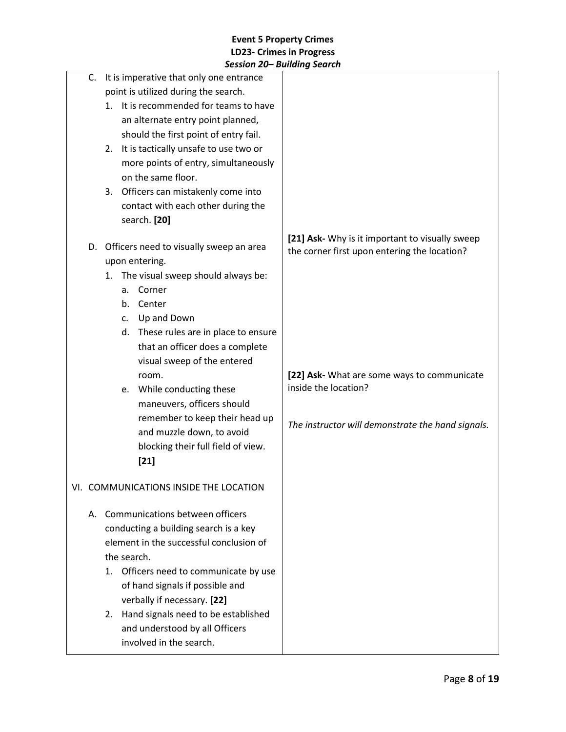| | |
|---|---|
| C. It is imperative that only one entrance point is utilized during the search.<br>1. It is recommended for teams to have an alternate entry point planned, should the first point of entry fail.<br>2. It is tactically unsafe to use two or more points of entry, simultaneously on the same floor.<br>3. Officers can mistakenly come into contact with each other during the search. **[20]** | |
| D. Officers need to visually sweep an area upon entering.<br>1. The visual sweep should always be:<br>a. Corner<br>b. Center<br>c. Up and Down<br>d. These rules are in place to ensure that an officer does a complete visual sweep of the entered room.<br>e. While conducting these maneuvers, officers should remember to keep their head up and muzzle down, to avoid blocking their full field of view. **[21]** | **[21] Ask-** Why is it important to visually sweep the corner first upon entering the location?<br><br>**[22] Ask-** What are some ways to communicate inside the location?<br><br>*The instructor will demonstrate the hand signals.* |
| VI. COMMUNICATIONS INSIDE THE LOCATION<br><br>A. Communications between officers conducting a building search is a key element in the successful conclusion of the search.<br>1. Officers need to communicate by use of hand signals if possible and verbally if necessary. **[22]**<br>2. Hand signals need to be established and understood by all Officers involved in the search. | |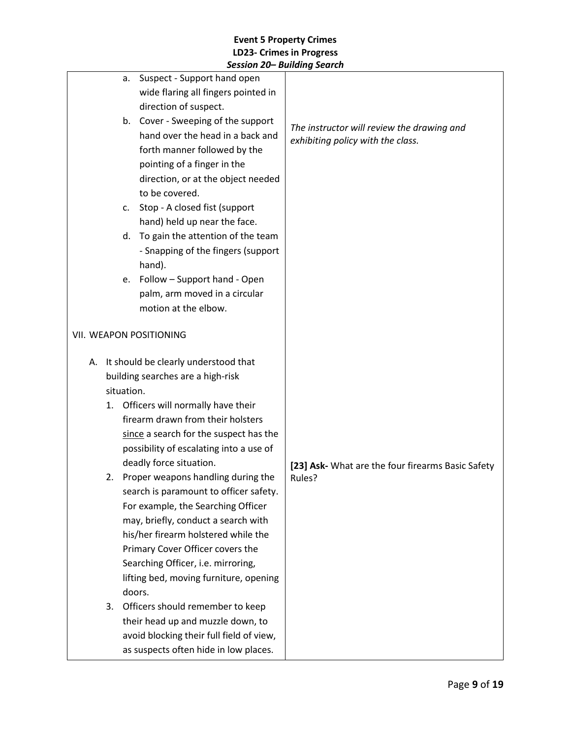| | |
|---|---|
| a. Suspect - Support hand open wide flaring all fingers pointed in direction of suspect.<br>b. Cover - Sweeping of the support hand over the head in a back and forth manner followed by the pointing of a finger in the direction, or at the object needed to be covered.<br>c. Stop - A closed fist (support hand) held up near the face.<br>d. To gain the attention of the team - Snapping of the fingers (support hand).<br>e. Follow – Support hand - Open palm, arm moved in a circular motion at the elbow. | *The instructor will review the drawing and exhibiting policy with the class.* |
| VII. WEAPON POSITIONING<br><br>A. It should be clearly understood that building searches are a high-risk situation.<br>1. Officers will normally have their firearm drawn from their holsters <u>since</u> a search for the suspect has the possibility of escalating into a use of deadly force situation.<br>2. Proper weapons handling during the search is paramount to officer safety. For example, the Searching Officer may, briefly, conduct a search with his/her firearm holstered while the Primary Cover Officer covers the Searching Officer, i.e. mirroring, lifting bed, moving furniture, opening doors.<br>3. Officers should remember to keep their head up and muzzle down, to avoid blocking their full field of view, as suspects often hide in low places. | **[23] Ask-** What are the four firearms Basic Safety Rules? |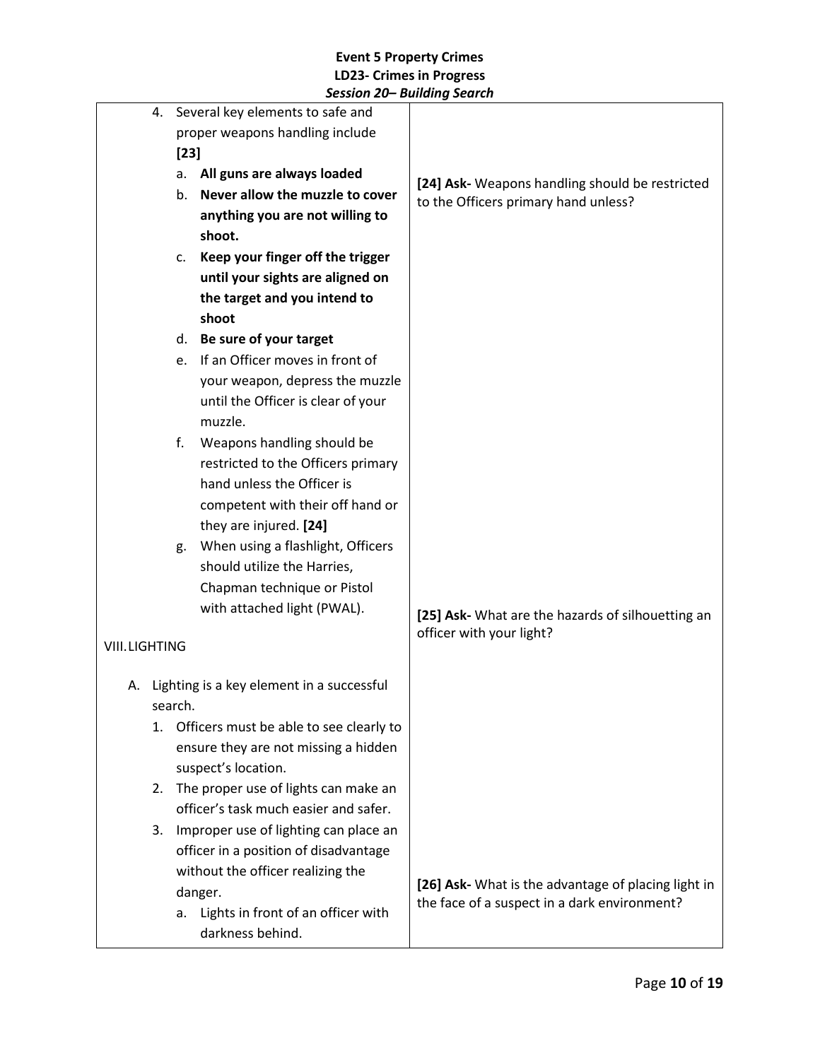| | |
|---|---|
| 4. Several key elements to safe and proper weapons handling include **[23]**<br>a. **All guns are always loaded**<br>b. **Never allow the muzzle to cover anything you are not willing to shoot.**<br>c. **Keep your finger off the trigger until your sights are aligned on the target and you intend to shoot**<br>d. **Be sure of your target**<br>e. If an Officer moves in front of your weapon, depress the muzzle until the Officer is clear of your muzzle.<br>f. Weapons handling should be restricted to the Officers primary hand unless the Officer is competent with their off hand or they are injured. **[24]**<br>g. When using a flashlight, Officers should utilize the Harries, Chapman technique or Pistol with attached light (PWAL). | **[24] Ask-** Weapons handling should be restricted to the Officers primary hand unless?<br><br>**[25] Ask-** What are the hazards of silhouetting an officer with your light? |
| VIII. LIGHTING<br><br>A. Lighting is a key element in a successful search.<br>1. Officers must be able to see clearly to ensure they are not missing a hidden suspect's location.<br>2. The proper use of lights can make an officer's task much easier and safer.<br>3. Improper use of lighting can place an officer in a position of disadvantage without the officer realizing the danger.<br>a. Lights in front of an officer with darkness behind. | **[26] Ask-** What is the advantage of placing light in the face of a suspect in a dark environment? |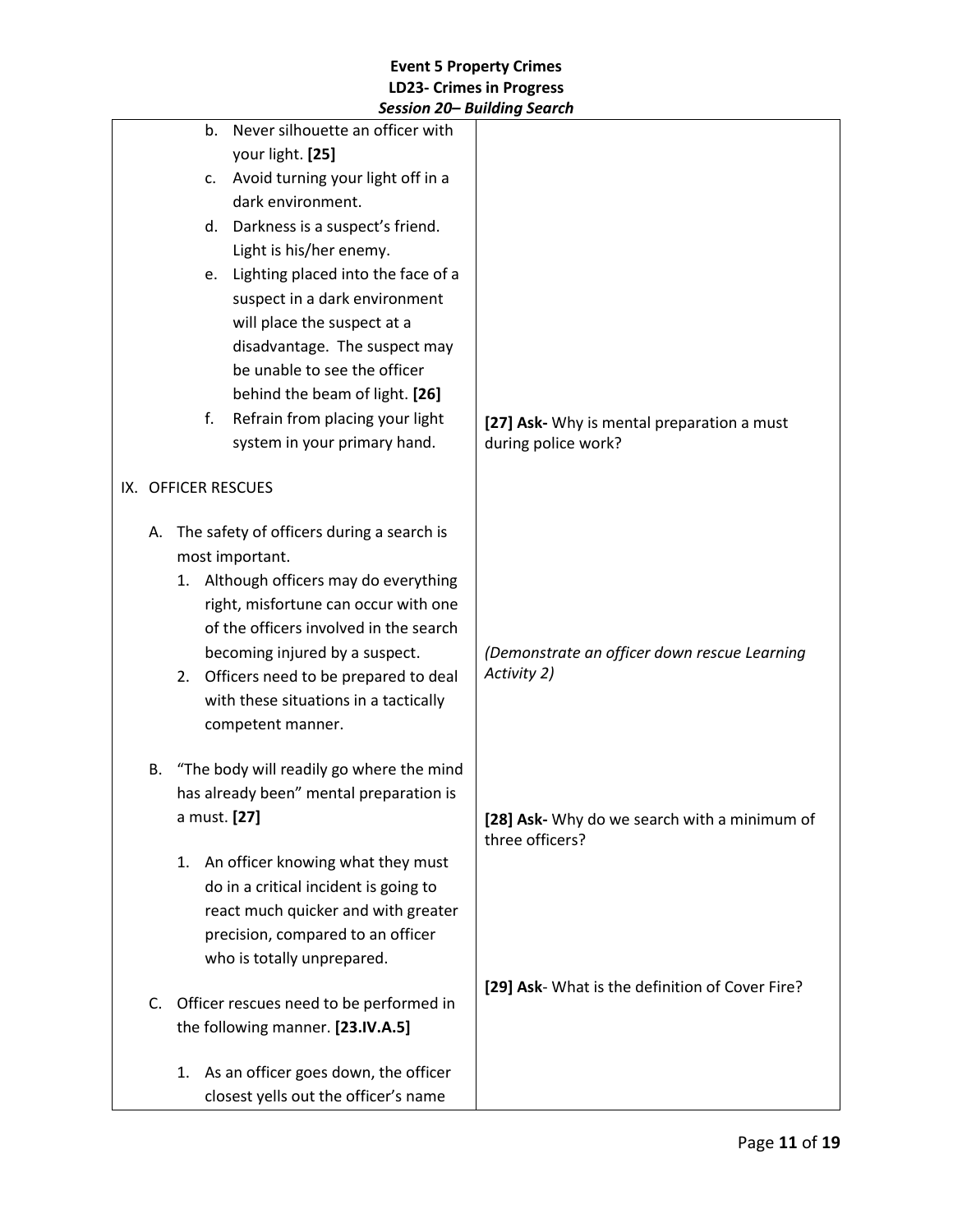| | |
|---|---|
| b. Never silhouette an officer with your light. **[25]**<br>c. Avoid turning your light off in a dark environment.<br>d. Darkness is a suspect's friend. Light is his/her enemy.<br>e. Lighting placed into the face of a suspect in a dark environment will place the suspect at a disadvantage. The suspect may be unable to see the officer behind the beam of light. **[26]**<br>f. Refrain from placing your light system in your primary hand. | **[27] Ask-** Why is mental preparation a must during police work? |
| IX. OFFICER RESCUES<br><br>A. The safety of officers during a search is most important.<br>1. Although officers may do everything right, misfortune can occur with one of the officers involved in the search becoming injured by a suspect.<br>2. Officers need to be prepared to deal with these situations in a tactically competent manner. | *(Demonstrate an officer down rescue Learning Activity 2)* |
| B. "The body will readily go where the mind has already been" mental preparation is a must. **[27]**<br><br>1. An officer knowing what they must do in a critical incident is going to react much quicker and with greater precision, compared to an officer who is totally unprepared. | **[28] Ask-** Why do we search with a minimum of three officers? |
| C. Officer rescues need to be performed in the following manner. **[23.IV.A.5]**<br><br>1. As an officer goes down, the officer closest yells out the officer's name | **[29] Ask**- What is the definition of Cover Fire? |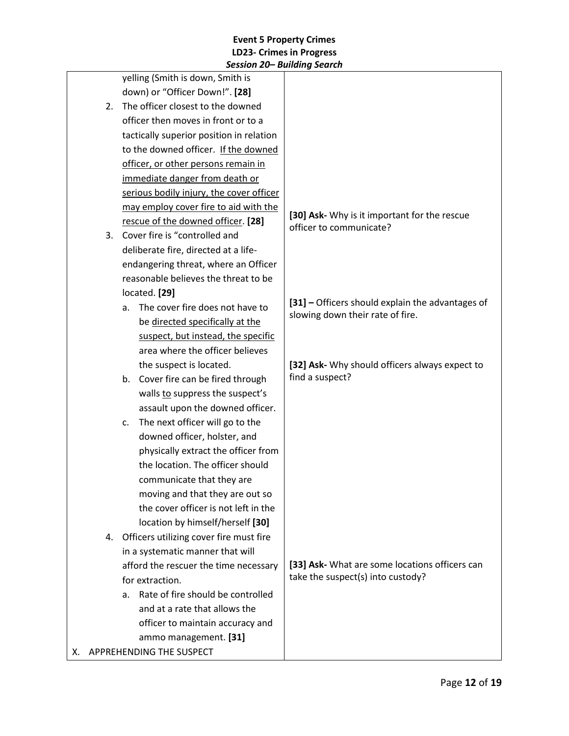| | |
|---|---|
| yelling (Smith is down, Smith is down) or "Officer Down!". **[28]**<br>2. The officer closest to the downed officer then moves in front or to a tactically superior position in relation to the downed officer. <u>If the downed officer, or other persons remain in immediate danger from death or serious bodily injury, the cover officer may employ cover fire to aid with the rescue of the downed officer</u>. **[28]**<br>3. Cover fire is "controlled and deliberate fire, directed at a life-endangering threat, where an Officer reasonable believes the threat to be located. **[29]**<br>&nbsp;&nbsp;&nbsp;a. The cover fire does not have to be <u>directed specifically at the suspect, but instead, the specific</u> area where the officer believes the suspect is located.<br>&nbsp;&nbsp;&nbsp;b. Cover fire can be fired through walls <u>to</u> suppress the suspect's assault upon the downed officer.<br>&nbsp;&nbsp;&nbsp;c. The next officer will go to the downed officer, holster, and physically extract the officer from the location. The officer should communicate that they are moving and that they are out so the cover officer is not left in the location by himself/herself **[30]**<br>4. Officers utilizing cover fire must fire in a systematic manner that will afford the rescuer the time necessary for extraction.<br>&nbsp;&nbsp;&nbsp;a. Rate of fire should be controlled and at a rate that allows the officer to maintain accuracy and ammo management. **[31]**<br>X. APPREHENDING THE SUSPECT | **[30] Ask-** Why is it important for the rescue officer to communicate?<br><br>**[31] –** Officers should explain the advantages of slowing down their rate of fire.<br><br>**[32] Ask-** Why should officers always expect to find a suspect?<br><br>**[33] Ask-** What are some locations officers can take the suspect(s) into custody? |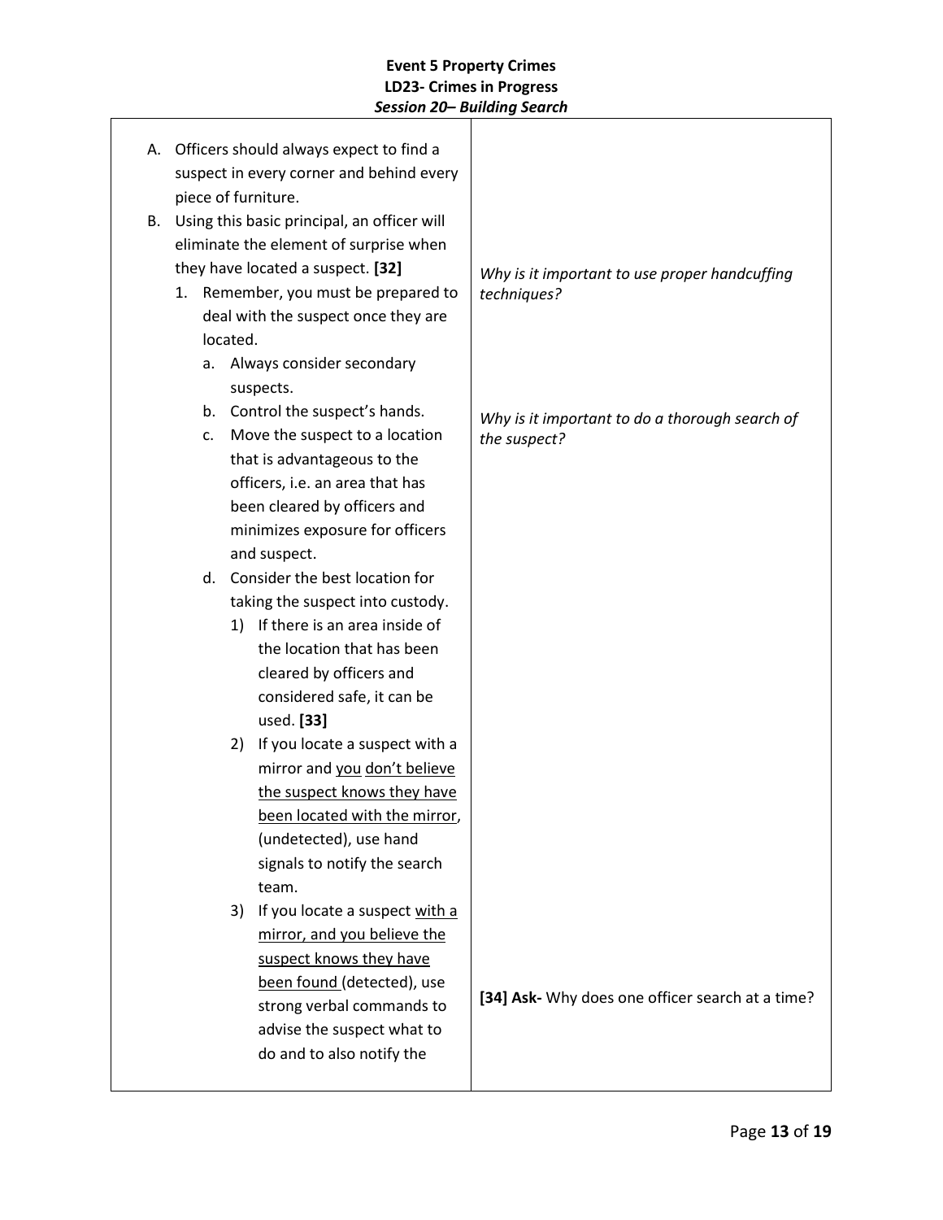**Event 5 Property Crimes**
**LD23- Crimes in Progress**
***Session 20– Building Search***

| | |
|---|---|
| A. Officers should always expect to find a suspect in every corner and behind every piece of furniture.<br>B. Using this basic principal, an officer will eliminate the element of surprise when they have located a suspect. **[32]**<br>&nbsp;&nbsp;1. Remember, you must be prepared to deal with the suspect once they are located.<br>&nbsp;&nbsp;&nbsp;&nbsp;a. Always consider secondary suspects.<br>&nbsp;&nbsp;&nbsp;&nbsp;b. Control the suspect's hands.<br>&nbsp;&nbsp;&nbsp;&nbsp;c. Move the suspect to a location that is advantageous to the officers, i.e. an area that has been cleared by officers and minimizes exposure for officers and suspect.<br>&nbsp;&nbsp;&nbsp;&nbsp;d. Consider the best location for taking the suspect into custody.<br>&nbsp;&nbsp;&nbsp;&nbsp;&nbsp;&nbsp;1) If there is an area inside of the location that has been cleared by officers and considered safe, it can be used. **[33]**<br>&nbsp;&nbsp;&nbsp;&nbsp;&nbsp;&nbsp;2) If you locate a suspect with a mirror and <u>you don't believe the suspect knows they have been located with the mirror</u>, (undetected), use hand signals to notify the search team.<br>&nbsp;&nbsp;&nbsp;&nbsp;&nbsp;&nbsp;3) If you locate a suspect <u>with a mirror, and you believe the suspect knows they have been found</u> (detected), use strong verbal commands to advise the suspect what to do and to also notify the | *Why is it important to use proper handcuffing techniques?*<br><br>*Why is it important to do a thorough search of the suspect?*<br><br>**[34] Ask-** Why does one officer search at a time? |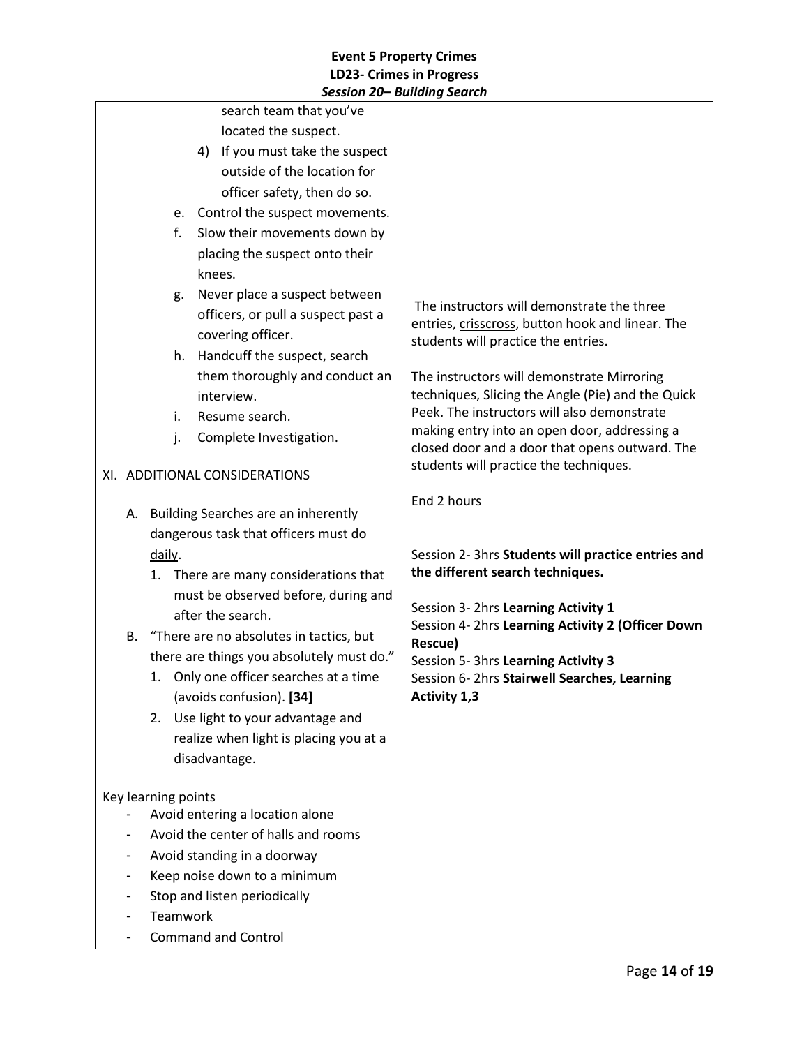**Event 5 Property Crimes**
**LD23- Crimes in Progress**
***Session 20– Building Search***

| | |
|---|---|
| search team that you've located the suspect.<br>4) If you must take the suspect outside of the location for officer safety, then do so.<br>e. Control the suspect movements.<br>f. Slow their movements down by placing the suspect onto their knees.<br>g. Never place a suspect between officers, or pull a suspect past a covering officer.<br>h. Handcuff the suspect, search them thoroughly and conduct an interview.<br>i. Resume search.<br>j. Complete Investigation.<br><br>XI. ADDITIONAL CONSIDERATIONS<br><br>A. Building Searches are an inherently dangerous task that officers must do <u>daily</u>.<br>1. There are many considerations that must be observed before, during and after the search.<br>B. "There are no absolutes in tactics, but there are things you absolutely must do."<br>1. Only one officer searches at a time (avoids confusion). **[34]**<br>2. Use light to your advantage and realize when light is placing you at a disadvantage.<br><br>Key learning points<br>- Avoid entering a location alone<br>- Avoid the center of halls and rooms<br>- Avoid standing in a doorway<br>- Keep noise down to a minimum<br>- Stop and listen periodically<br>- Teamwork<br>- Command and Control | The instructors will demonstrate the three entries, <u>crisscross</u>, button hook and linear. The students will practice the entries.<br><br>The instructors will demonstrate Mirroring techniques, Slicing the Angle (Pie) and the Quick Peek. The instructors will also demonstrate making entry into an open door, addressing a closed door and a door that opens outward. The students will practice the techniques.<br><br>End 2 hours<br><br>Session 2- 3hrs **Students will practice entries and the different search techniques.**<br><br>Session 3- 2hrs **Learning Activity 1**<br>Session 4- 2hrs **Learning Activity 2 (Officer Down Rescue)**<br>Session 5- 3hrs **Learning Activity 3**<br>Session 6- 2hrs **Stairwell Searches, Learning Activity 1,3** |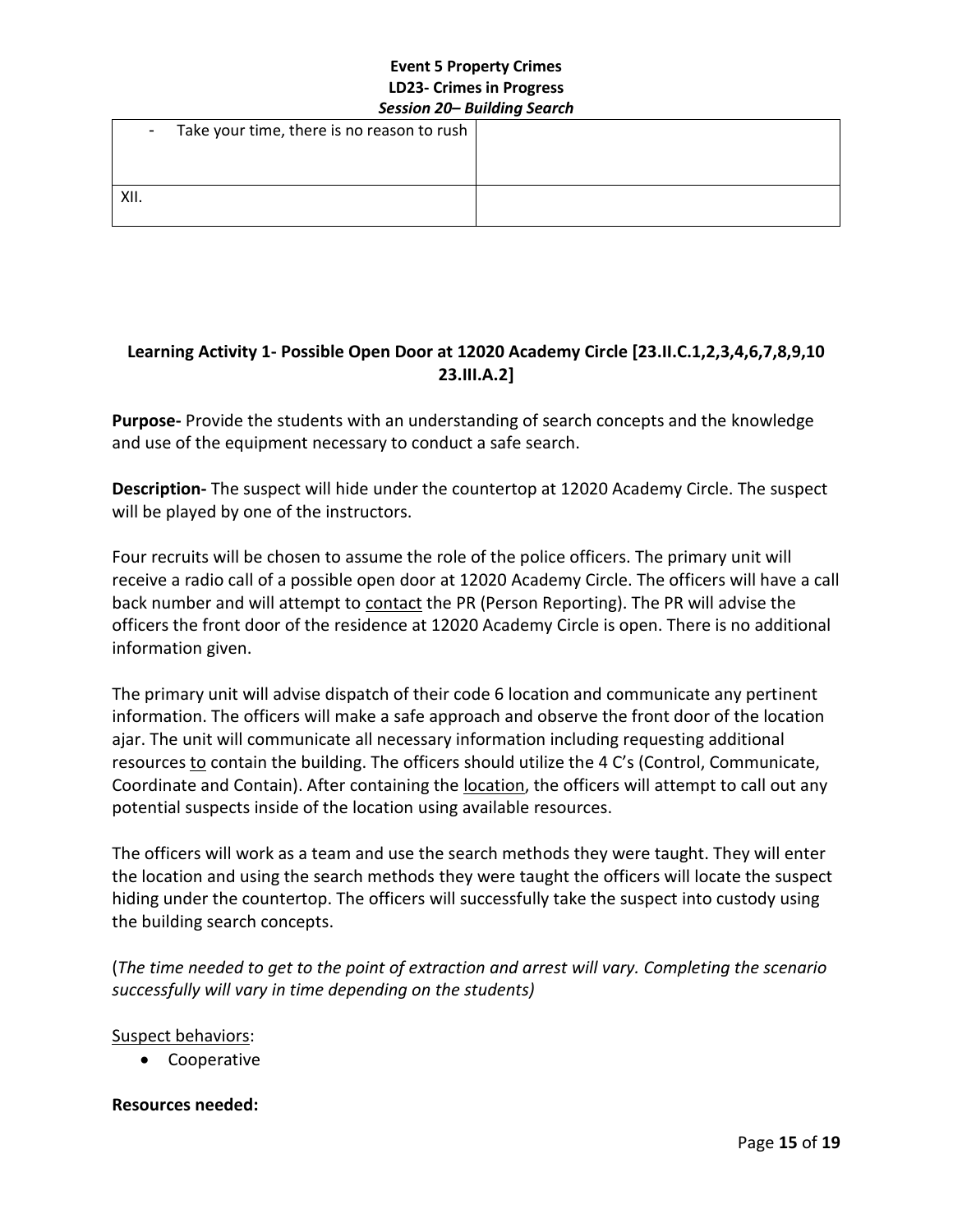| | |
|---|---|
| - Take your time, there is no reason to rush | |
| XII. | |

**Learning Activity 1- Possible Open Door at 12020 Academy Circle [23.II.C.1,2,3,4,6,7,8,9,10 23.III.A.2]**

**Purpose-** Provide the students with an understanding of search concepts and the knowledge and use of the equipment necessary to conduct a safe search.

**Description-** The suspect will hide under the countertop at 12020 Academy Circle. The suspect will be played by one of the instructors.

Four recruits will be chosen to assume the role of the police officers. The primary unit will receive a radio call of a possible open door at 12020 Academy Circle. The officers will have a call back number and will attempt to contact the PR (Person Reporting). The PR will advise the officers the front door of the residence at 12020 Academy Circle is open. There is no additional information given.

The primary unit will advise dispatch of their code 6 location and communicate any pertinent information. The officers will make a safe approach and observe the front door of the location ajar. The unit will communicate all necessary information including requesting additional resources to contain the building. The officers should utilize the 4 C's (Control, Communicate, Coordinate and Contain). After containing the location, the officers will attempt to call out any potential suspects inside of the location using available resources.

The officers will work as a team and use the search methods they were taught. They will enter the location and using the search methods they were taught the officers will locate the suspect hiding under the countertop. The officers will successfully take the suspect into custody using the building search concepts.

(*The time needed to get to the point of extraction and arrest will vary. Completing the scenario successfully will vary in time depending on the students)*

Suspect behaviors:

- Cooperative

**Resources needed:**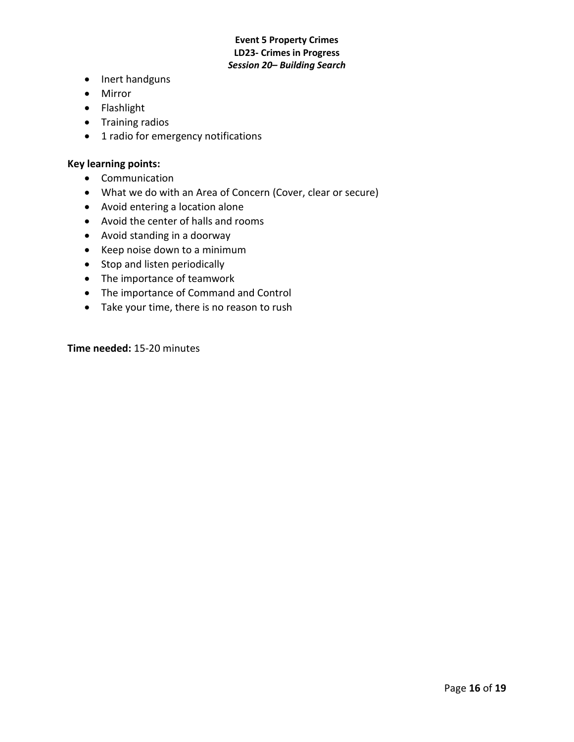- Inert handguns
- Mirror
- Flashlight
- Training radios
- 1 radio for emergency notifications

**Key learning points:**

- Communication
- What we do with an Area of Concern (Cover, clear or secure)
- Avoid entering a location alone
- Avoid the center of halls and rooms
- Avoid standing in a doorway
- Keep noise down to a minimum
- Stop and listen periodically
- The importance of teamwork
- The importance of Command and Control
- Take your time, there is no reason to rush

**Time needed:** 15-20 minutes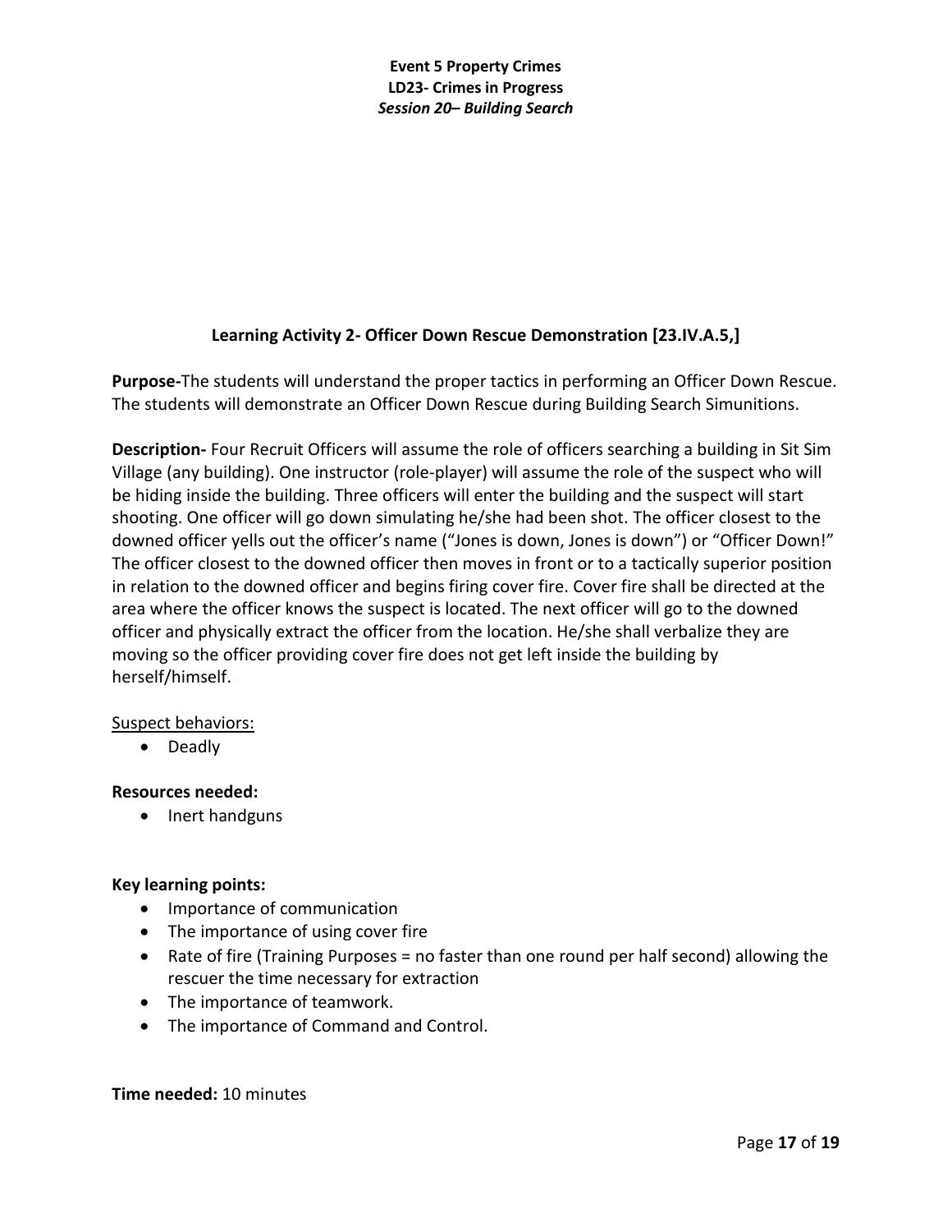## Learning Activity 2- Officer Down Rescue Demonstration [23.IV.A.5,]

**Purpose-**The students will understand the proper tactics in performing an Officer Down Rescue. The students will demonstrate an Officer Down Rescue during Building Search Simunitions.

**Description-** Four Recruit Officers will assume the role of officers searching a building in Sit Sim Village (any building). One instructor (role-player) will assume the role of the suspect who will be hiding inside the building. Three officers will enter the building and the suspect will start shooting. One officer will go down simulating he/she had been shot. The officer closest to the downed officer yells out the officer's name ("Jones is down, Jones is down") or "Officer Down!" The officer closest to the downed officer then moves in front or to a tactically superior position in relation to the downed officer and begins firing cover fire. Cover fire shall be directed at the area where the officer knows the suspect is located. The next officer will go to the downed officer and physically extract the officer from the location. He/she shall verbalize they are moving so the officer providing cover fire does not get left inside the building by herself/himself.

<u>Suspect behaviors:</u>

- Deadly

**Resources needed:**

- Inert handguns

**Key learning points:**

- Importance of communication
- The importance of using cover fire
- Rate of fire (Training Purposes = no faster than one round per half second) allowing the rescuer the time necessary for extraction
- The importance of teamwork.
- The importance of Command and Control.

**Time needed:** 10 minutes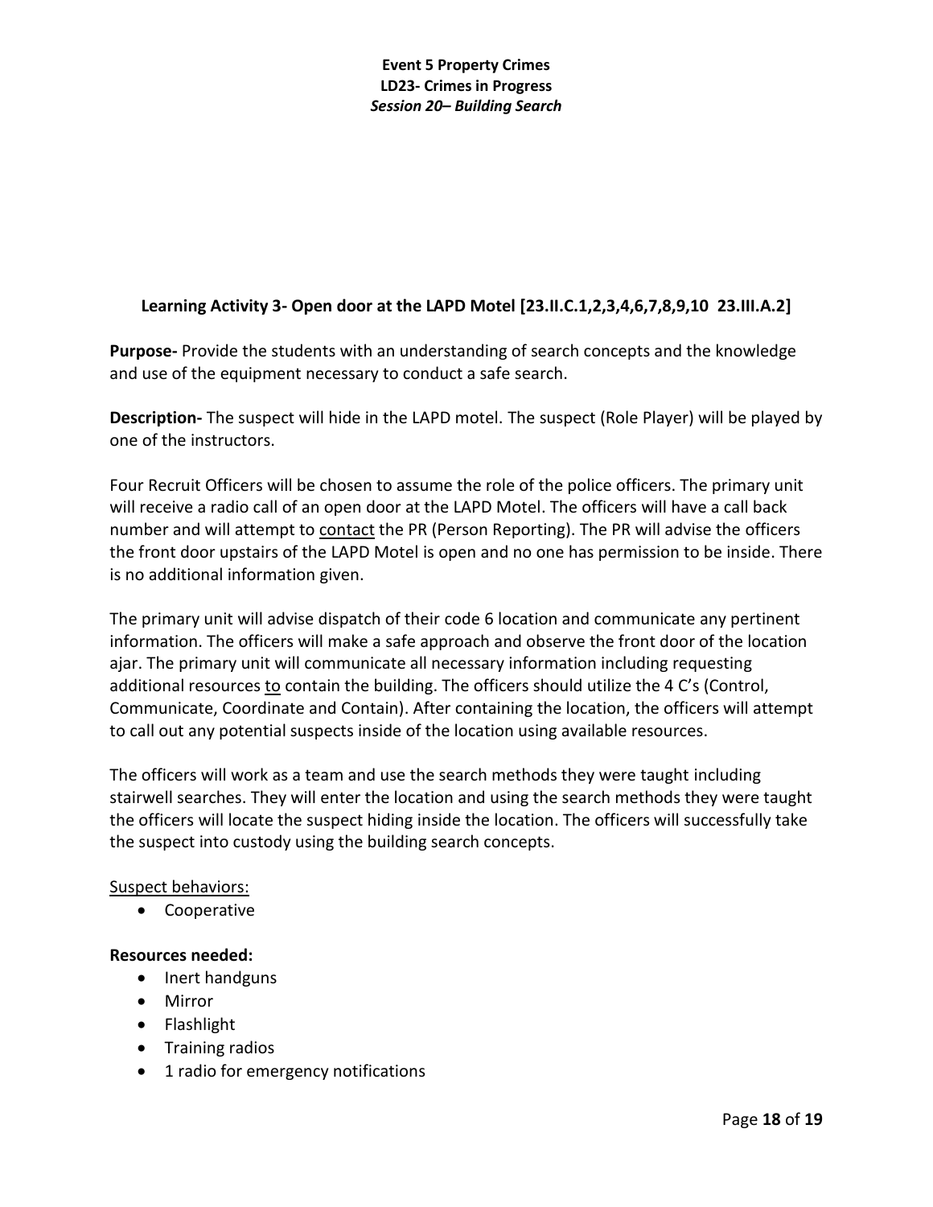**Event 5 Property Crimes**
**LD23- Crimes in Progress**
***Session 20– Building Search***

### Learning Activity 3- Open door at the LAPD Motel [23.II.C.1,2,3,4,6,7,8,9,10  23.III.A.2]

**Purpose-** Provide the students with an understanding of search concepts and the knowledge and use of the equipment necessary to conduct a safe search.

**Description-** The suspect will hide in the LAPD motel. The suspect (Role Player) will be played by one of the instructors.

Four Recruit Officers will be chosen to assume the role of the police officers. The primary unit will receive a radio call of an open door at the LAPD Motel. The officers will have a call back number and will attempt to contact the PR (Person Reporting). The PR will advise the officers the front door upstairs of the LAPD Motel is open and no one has permission to be inside. There is no additional information given.

The primary unit will advise dispatch of their code 6 location and communicate any pertinent information. The officers will make a safe approach and observe the front door of the location ajar. The primary unit will communicate all necessary information including requesting additional resources to contain the building. The officers should utilize the 4 C's (Control, Communicate, Coordinate and Contain). After containing the location, the officers will attempt to call out any potential suspects inside of the location using available resources.

The officers will work as a team and use the search methods they were taught including stairwell searches. They will enter the location and using the search methods they were taught the officers will locate the suspect hiding inside the location. The officers will successfully take the suspect into custody using the building search concepts.

Suspect behaviors:

- Cooperative

**Resources needed:**

- Inert handguns
- Mirror
- Flashlight
- Training radios
- 1 radio for emergency notifications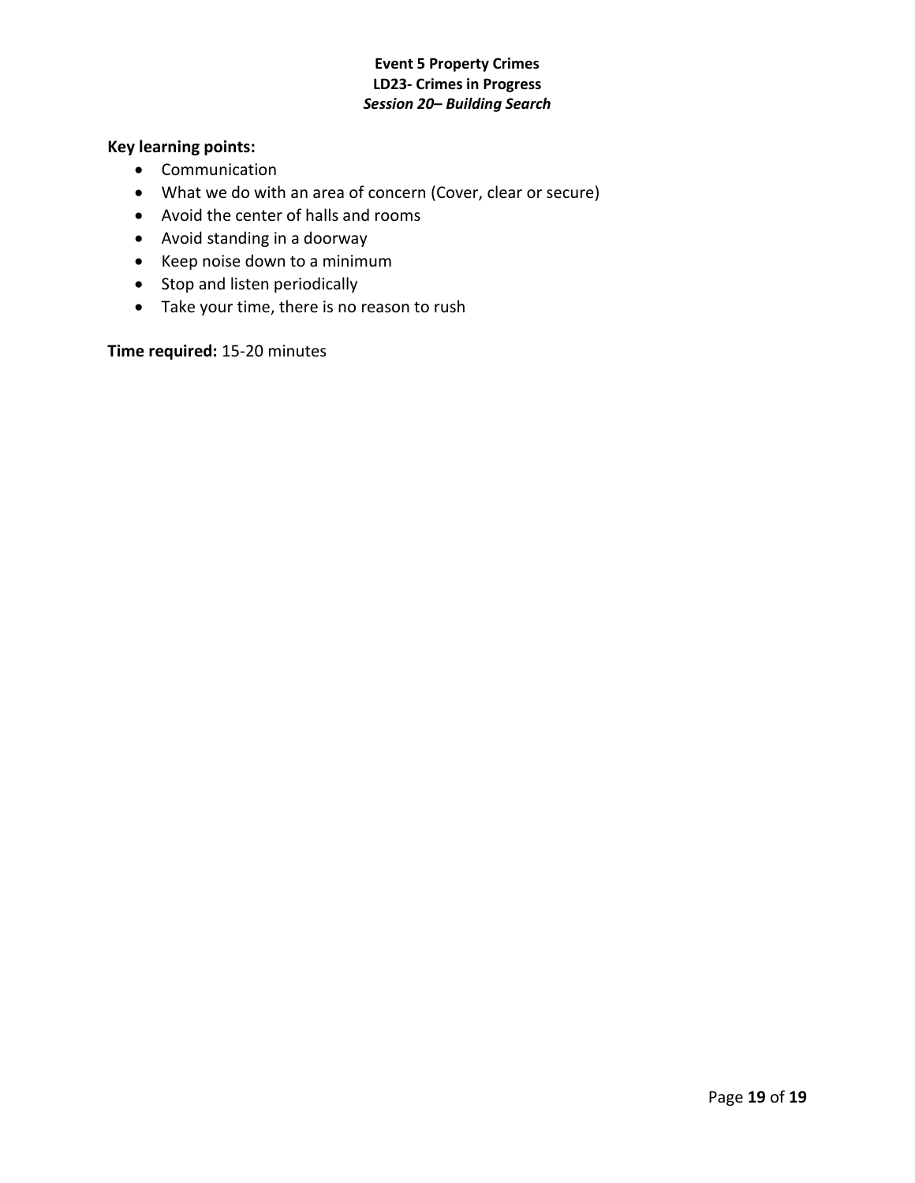**Event 5 Property Crimes**
**LD23- Crimes in Progress**
***Session 20– Building Search***

**Key learning points:**

- Communication
- What we do with an area of concern (Cover, clear or secure)
- Avoid the center of halls and rooms
- Avoid standing in a doorway
- Keep noise down to a minimum
- Stop and listen periodically
- Take your time, there is no reason to rush

**Time required:** 15-20 minutes